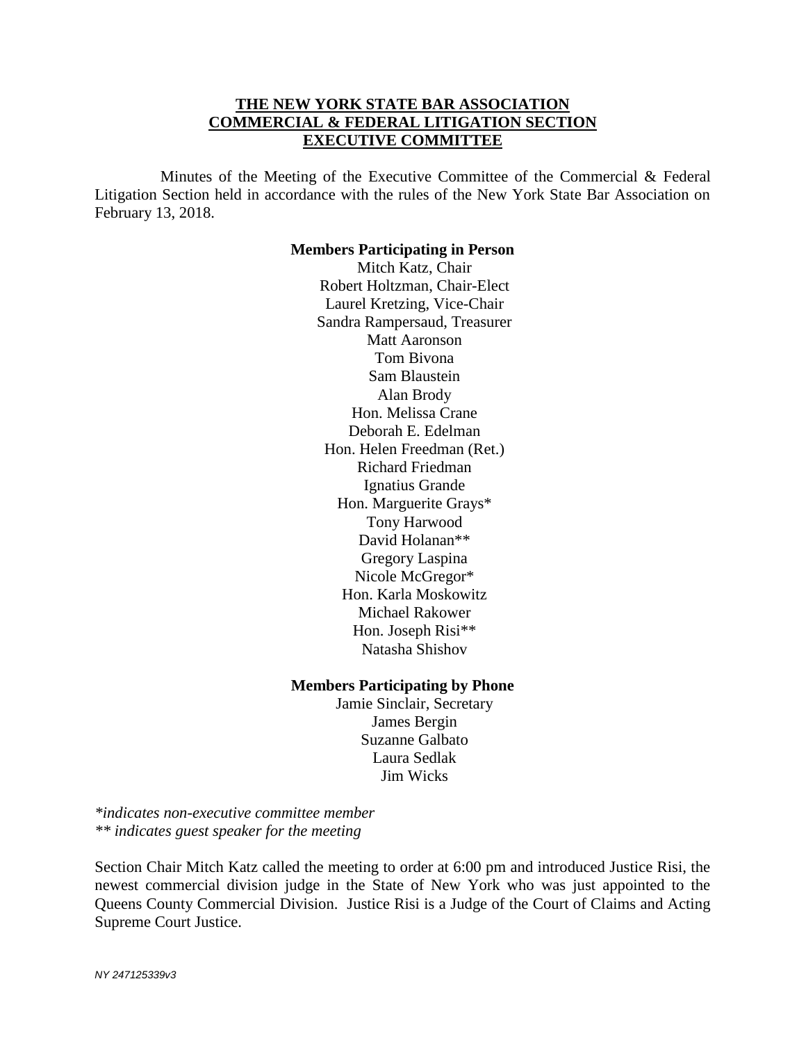**THE NEW YORK STATE BAR ASSOCIATION**
**COMMERCIAL & FEDERAL LITIGATION SECTION**
**EXECUTIVE COMMITTEE**

Minutes of the Meeting of the Executive Committee of the Commercial & Federal Litigation Section held in accordance with the rules of the New York State Bar Association on February 13, 2018.

**Members Participating in Person**

Mitch Katz, Chair
Robert Holtzman, Chair-Elect
Laurel Kretzing, Vice-Chair
Sandra Rampersaud, Treasurer
Matt Aaronson
Tom Bivona
Sam Blaustein
Alan Brody
Hon. Melissa Crane
Deborah E. Edelman
Hon. Helen Freedman (Ret.)
Richard Friedman
Ignatius Grande
Hon. Marguerite Grays*
Tony Harwood
David Holanan**
Gregory Laspina
Nicole McGregor*
Hon. Karla Moskowitz
Michael Rakower
Hon. Joseph Risi**
Natasha Shishov

**Members Participating by Phone**

Jamie Sinclair, Secretary
James Bergin
Suzanne Galbato
Laura Sedlak
Jim Wicks

*\*indicates non-executive committee member*
*\*\* indicates guest speaker for the meeting*

Section Chair Mitch Katz called the meeting to order at 6:00 pm and introduced Justice Risi, the newest commercial division judge in the State of New York who was just appointed to the Queens County Commercial Division. Justice Risi is a Judge of the Court of Claims and Acting Supreme Court Justice.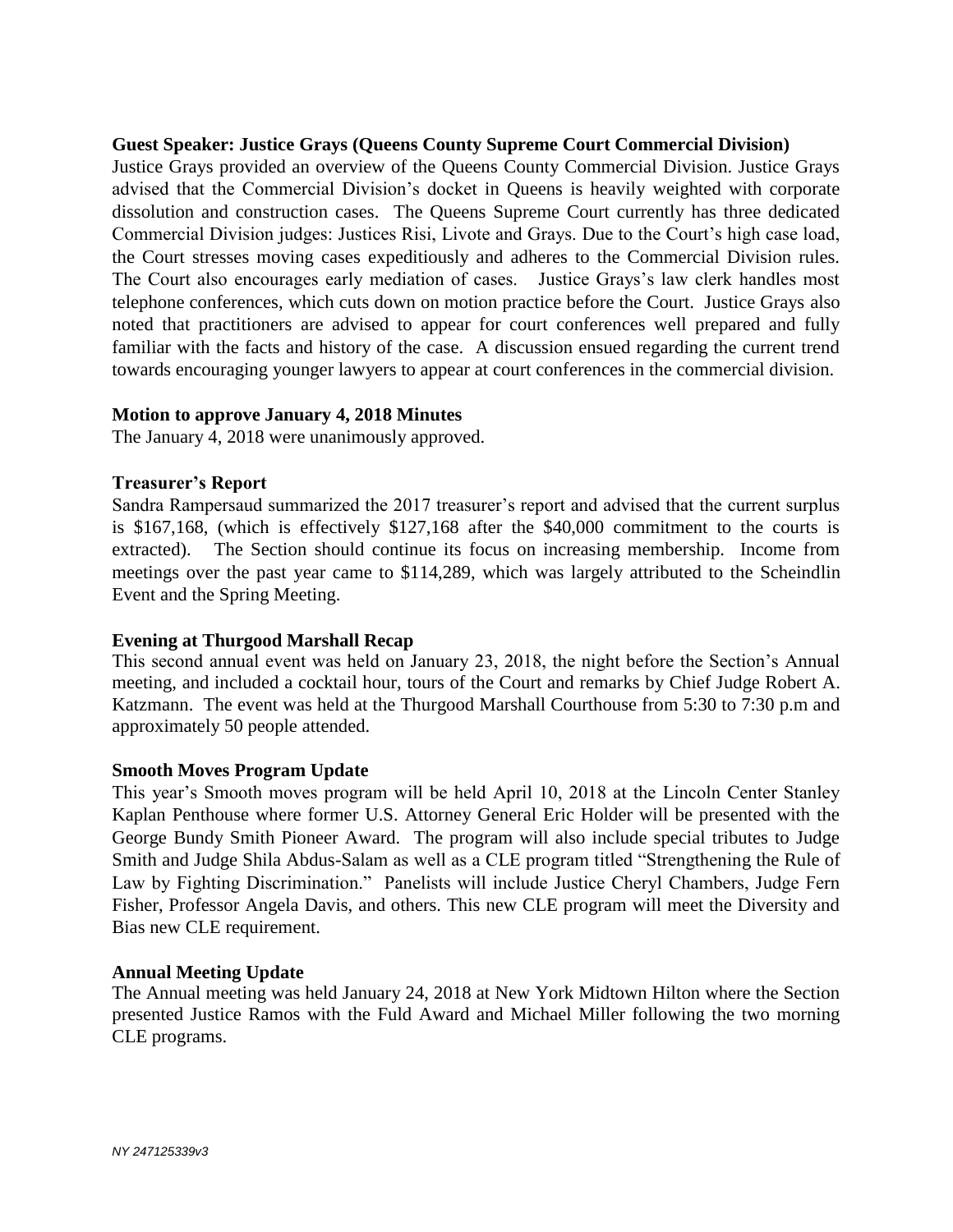**Guest Speaker: Justice Grays (Queens County Supreme Court Commercial Division)**

Justice Grays provided an overview of the Queens County Commercial Division. Justice Grays advised that the Commercial Division's docket in Queens is heavily weighted with corporate dissolution and construction cases. The Queens Supreme Court currently has three dedicated Commercial Division judges: Justices Risi, Livote and Grays. Due to the Court's high case load, the Court stresses moving cases expeditiously and adheres to the Commercial Division rules. The Court also encourages early mediation of cases. Justice Grays's law clerk handles most telephone conferences, which cuts down on motion practice before the Court. Justice Grays also noted that practitioners are advised to appear for court conferences well prepared and fully familiar with the facts and history of the case. A discussion ensued regarding the current trend towards encouraging younger lawyers to appear at court conferences in the commercial division.

**Motion to approve January 4, 2018 Minutes**

The January 4, 2018 were unanimously approved.

**Treasurer's Report**

Sandra Rampersaud summarized the 2017 treasurer's report and advised that the current surplus is $167,168, (which is effectively $127,168 after the $40,000 commitment to the courts is extracted). The Section should continue its focus on increasing membership. Income from meetings over the past year came to $114,289, which was largely attributed to the Scheindlin Event and the Spring Meeting.

**Evening at Thurgood Marshall Recap**

This second annual event was held on January 23, 2018, the night before the Section's Annual meeting, and included a cocktail hour, tours of the Court and remarks by Chief Judge Robert A. Katzmann. The event was held at the Thurgood Marshall Courthouse from 5:30 to 7:30 p.m and approximately 50 people attended.

**Smooth Moves Program Update**

This year's Smooth moves program will be held April 10, 2018 at the Lincoln Center Stanley Kaplan Penthouse where former U.S. Attorney General Eric Holder will be presented with the George Bundy Smith Pioneer Award. The program will also include special tributes to Judge Smith and Judge Shila Abdus-Salam as well as a CLE program titled "Strengthening the Rule of Law by Fighting Discrimination." Panelists will include Justice Cheryl Chambers, Judge Fern Fisher, Professor Angela Davis, and others. This new CLE program will meet the Diversity and Bias new CLE requirement.

**Annual Meeting Update**

The Annual meeting was held January 24, 2018 at New York Midtown Hilton where the Section presented Justice Ramos with the Fuld Award and Michael Miller following the two morning CLE programs.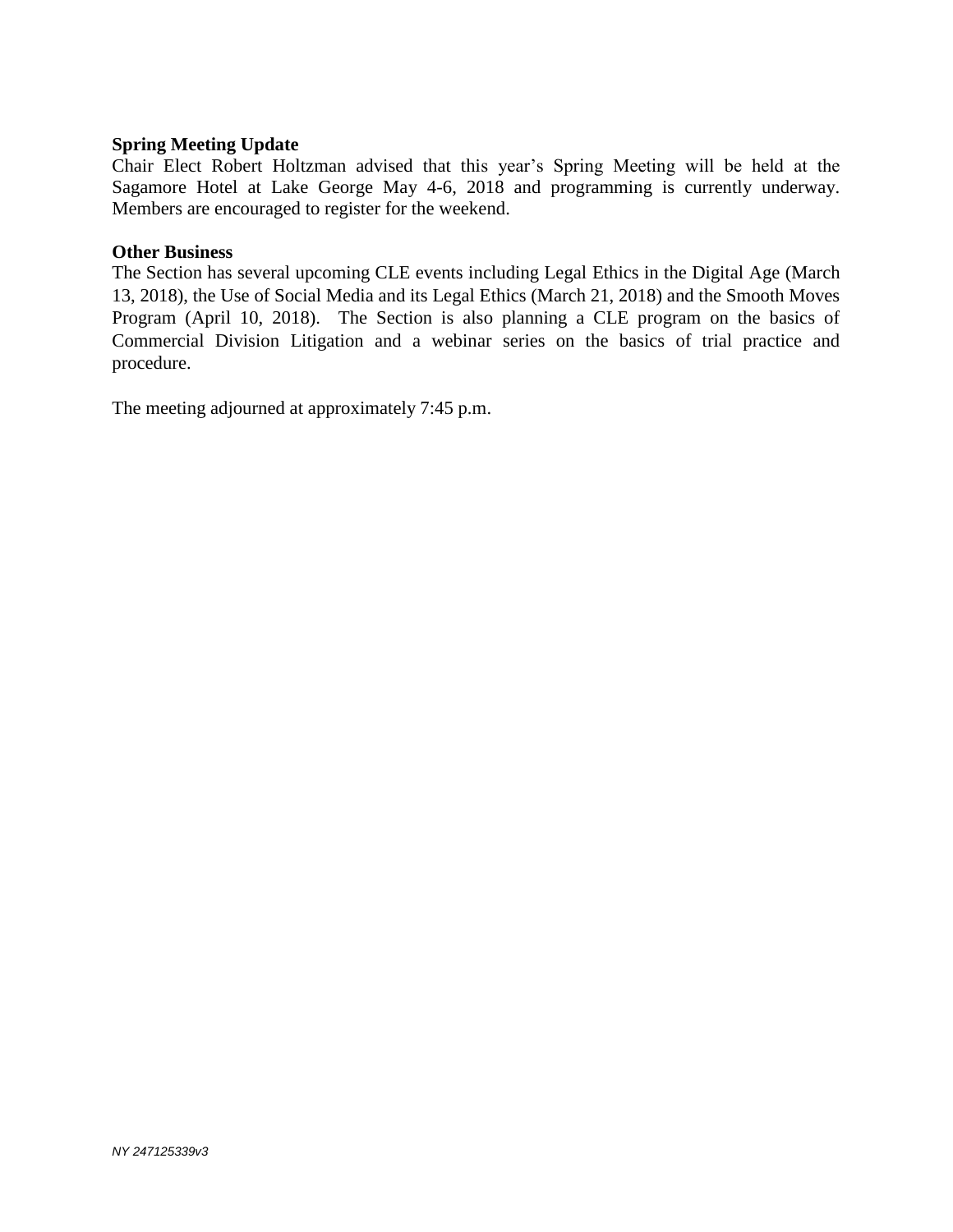**Spring Meeting Update**

Chair Elect Robert Holtzman advised that this year's Spring Meeting will be held at the Sagamore Hotel at Lake George May 4-6, 2018 and programming is currently underway. Members are encouraged to register for the weekend.

**Other Business**

The Section has several upcoming CLE events including Legal Ethics in the Digital Age (March 13, 2018), the Use of Social Media and its Legal Ethics (March 21, 2018) and the Smooth Moves Program (April 10, 2018). The Section is also planning a CLE program on the basics of Commercial Division Litigation and a webinar series on the basics of trial practice and procedure.

The meeting adjourned at approximately 7:45 p.m.

*NY 247125339v3*